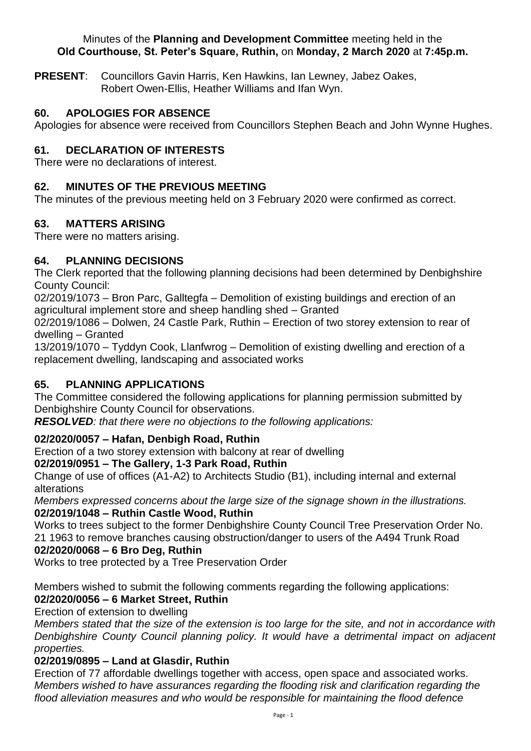Minutes of the **Planning and Development Committee** meeting held in the **Old Courthouse, St. Peter's Square, Ruthin,** on **Monday, 2 March 2020** at **7:45p.m.**

**PRESENT**: Councillors Gavin Harris, Ken Hawkins, Ian Lewney, Jabez Oakes, Robert Owen-Ellis, Heather Williams and Ifan Wyn.

## 60. APOLOGIES FOR ABSENCE

Apologies for absence were received from Councillors Stephen Beach and John Wynne Hughes.

## 61. DECLARATION OF INTERESTS

There were no declarations of interest.

## 62. MINUTES OF THE PREVIOUS MEETING

The minutes of the previous meeting held on 3 February 2020 were confirmed as correct.

## 63. MATTERS ARISING

There were no matters arising.

## 64. PLANNING DECISIONS

The Clerk reported that the following planning decisions had been determined by Denbighshire County Council:

02/2019/1073 – Bron Parc, Galltegfa – Demolition of existing buildings and erection of an agricultural implement store and sheep handling shed – Granted

02/2019/1086 – Dolwen, 24 Castle Park, Ruthin – Erection of two storey extension to rear of dwelling – Granted

13/2019/1070 – Tyddyn Cook, Llanfwrog – Demolition of existing dwelling and erection of a replacement dwelling, landscaping and associated works

## 65. PLANNING APPLICATIONS

The Committee considered the following applications for planning permission submitted by Denbighshire County Council for observations.

***RESOLVED**: that there were no objections to the following applications:*

**02/2020/0057 – Hafan, Denbigh Road, Ruthin**

Erection of a two storey extension with balcony at rear of dwelling

**02/2019/0951 – The Gallery, 1-3 Park Road, Ruthin**

Change of use of offices (A1-A2) to Architects Studio (B1), including internal and external alterations

*Members expressed concerns about the large size of the signage shown in the illustrations.*

**02/2019/1048 – Ruthin Castle Wood, Ruthin**

Works to trees subject to the former Denbighshire County Council Tree Preservation Order No. 21 1963 to remove branches causing obstruction/danger to users of the A494 Trunk Road

**02/2020/0068 – 6 Bro Deg, Ruthin**

Works to tree protected by a Tree Preservation Order

Members wished to submit the following comments regarding the following applications:

**02/2020/0056 – 6 Market Street, Ruthin**

Erection of extension to dwelling

*Members stated that the size of the extension is too large for the site, and not in accordance with Denbighshire County Council planning policy. It would have a detrimental impact on adjacent properties.*

**02/2019/0895 – Land at Glasdir, Ruthin**

Erection of 77 affordable dwellings together with access, open space and associated works.

*Members wished to have assurances regarding the flooding risk and clarification regarding the flood alleviation measures and who would be responsible for maintaining the flood defence*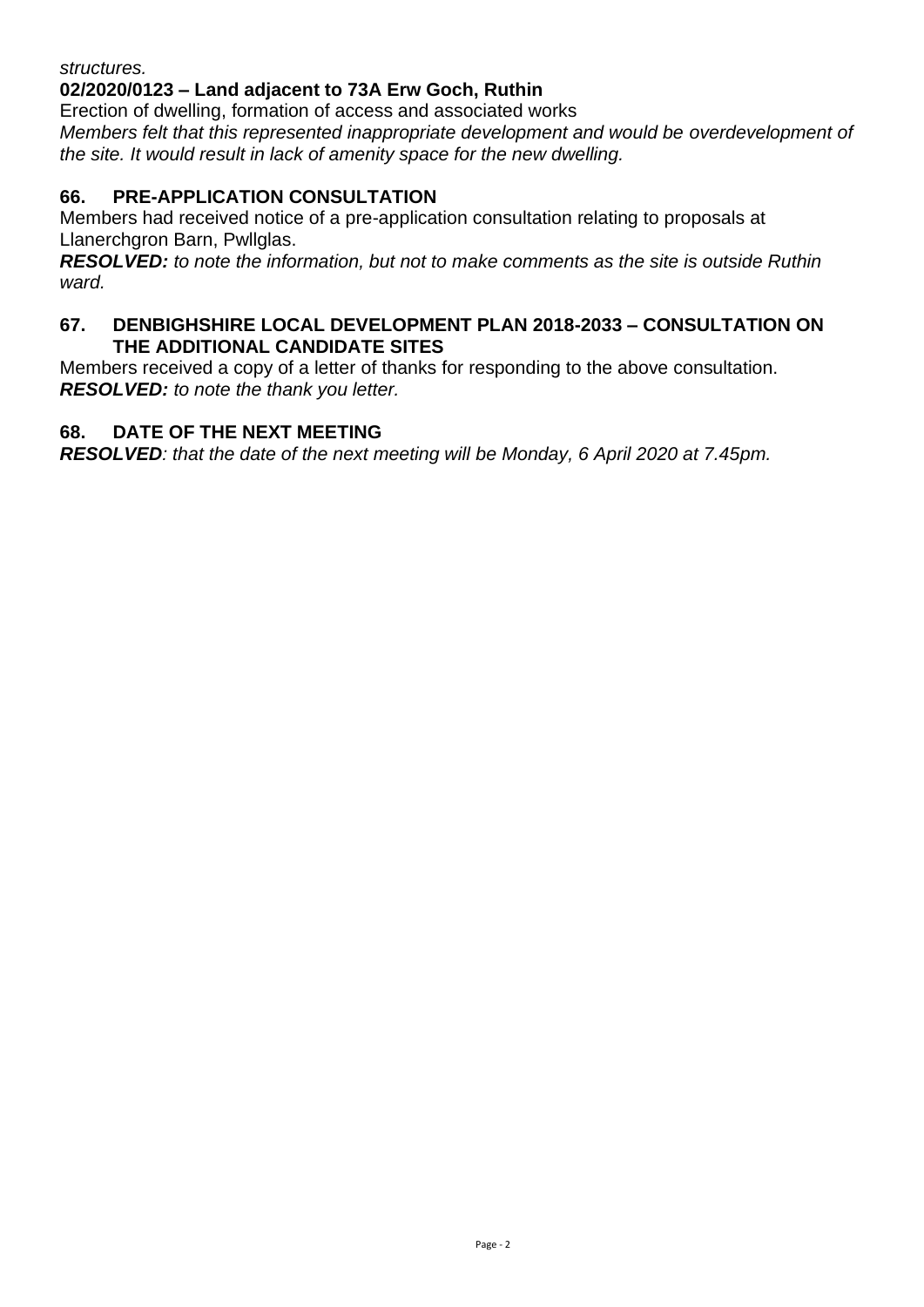*structures.*

**02/2020/0123 – Land adjacent to 73A Erw Goch, Ruthin**

Erection of dwelling, formation of access and associated works

*Members felt that this represented inappropriate development and would be overdevelopment of the site. It would result in lack of amenity space for the new dwelling.*

## 66. PRE-APPLICATION CONSULTATION

Members had received notice of a pre-application consultation relating to proposals at Llanerchgron Barn, Pwllglas.

***RESOLVED:*** *to note the information, but not to make comments as the site is outside Ruthin ward.*

## 67. DENBIGHSHIRE LOCAL DEVELOPMENT PLAN 2018-2033 – CONSULTATION ON THE ADDITIONAL CANDIDATE SITES

Members received a copy of a letter of thanks for responding to the above consultation.

***RESOLVED:*** *to note the thank you letter.*

## 68. DATE OF THE NEXT MEETING

***RESOLVED****: that the date of the next meeting will be Monday, 6 April 2020 at 7.45pm.*